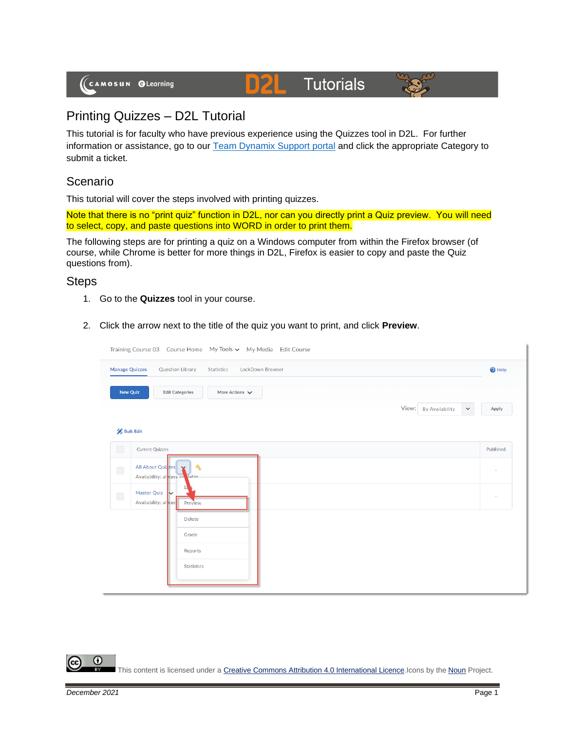# Printing Quizzes – D2L Tutorial

This tutorial is for faculty who have previous experience using the Quizzes tool in D2L. For further information or assistance, go to our [Team Dynamix Support portal](#) and click the appropriate Category to submit a ticket.

## Scenario

This tutorial will cover the steps involved with printing quizzes.

Note that there is no "print quiz" function in D2L, nor can you directly print a Quiz preview. You will need to select, copy, and paste questions into WORD in order to print them.

The following steps are for printing a quiz on a Windows computer from within the Firefox browser (of course, while Chrome is better for more things in D2L, Firefox is easier to copy and paste the Quiz questions from).

## Steps

1. Go to the **Quizzes** tool in your course.
2. Click the arrow next to the title of the quiz you want to print, and click **Preview**.

This content is licensed under a Creative Commons Attribution 4.0 International Licence. Icons by the Noun Project.

December 2021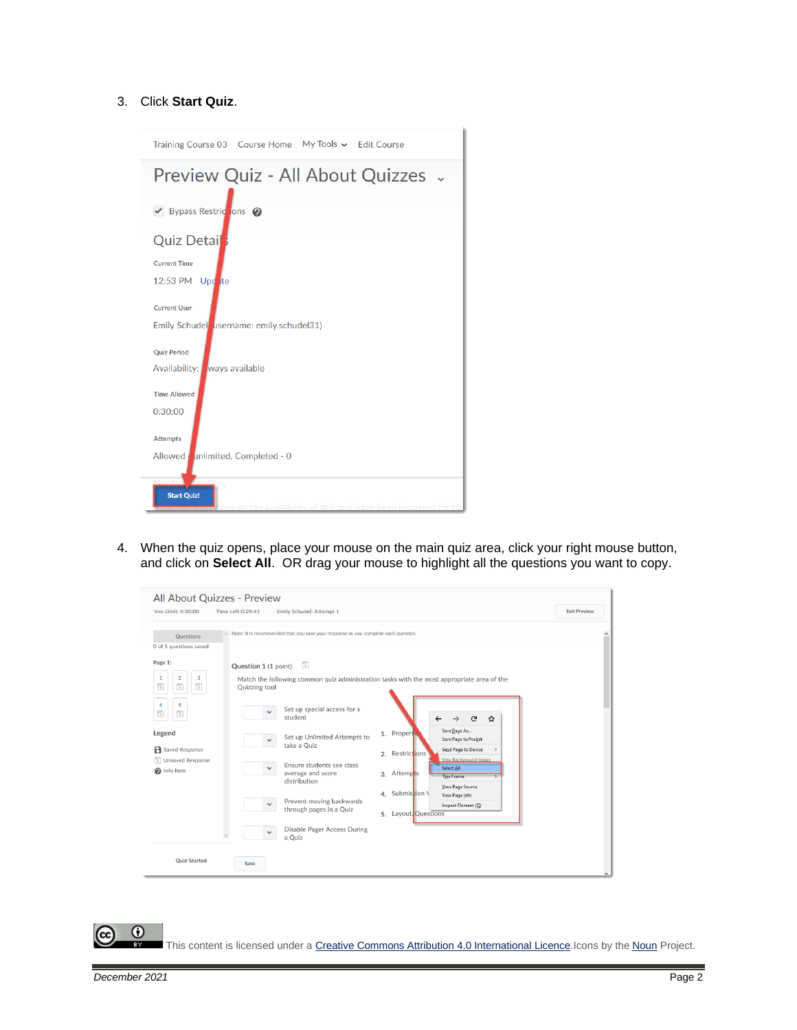3. Click **Start Quiz**.

4. When the quiz opens, place your mouse on the main quiz area, click your right mouse button, and click on **Select All**. OR drag your mouse to highlight all the questions you want to copy.

This content is licensed under a Creative Commons Attribution 4.0 International Licence. Icons by the Noun Project.

*December 2021*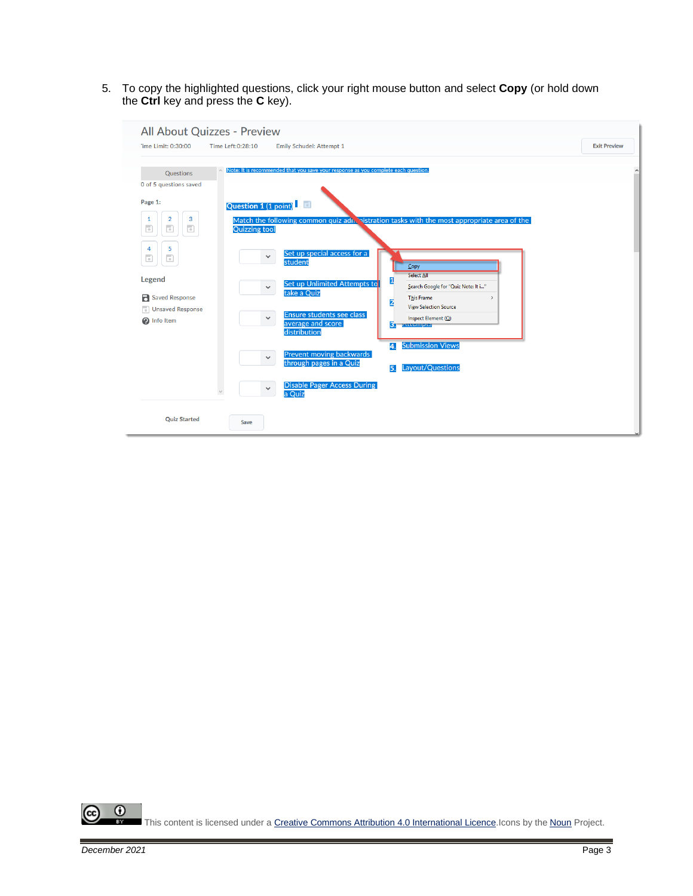5. To copy the highlighted questions, click your right mouse button and select **Copy** (or hold down the **Ctrl** key and press the **C** key).

This content is licensed under a Creative Commons Attribution 4.0 International Licence.Icons by the Noun Project.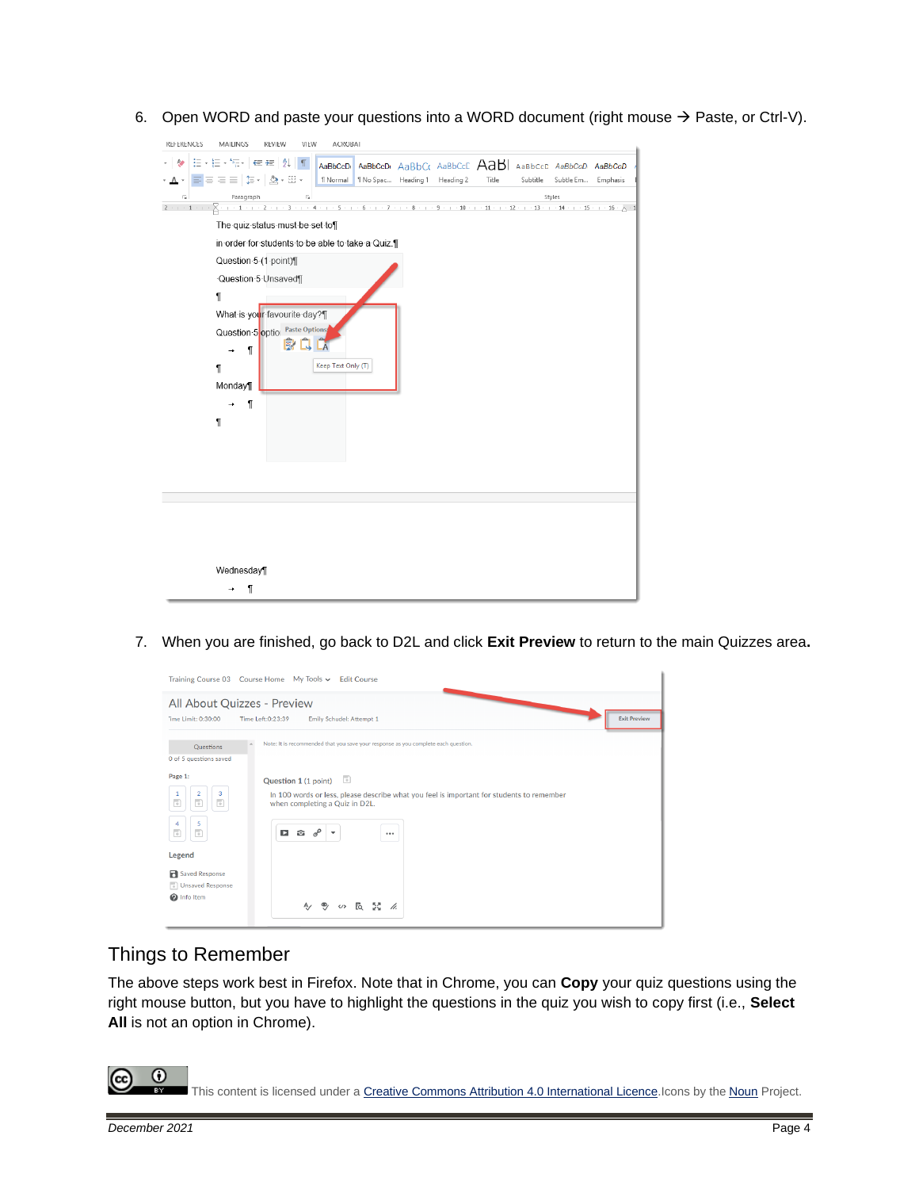6. Open WORD and paste your questions into a WORD document (right mouse → Paste, or Ctrl-V).

7. When you are finished, go back to D2L and click **Exit Preview** to return to the main Quizzes area**.**

## Things to Remember

The above steps work best in Firefox. Note that in Chrome, you can **Copy** your quiz questions using the right mouse button, but you have to highlight the questions in the quiz you wish to copy first (i.e., **Select All** is not an option in Chrome).

This content is licensed under a Creative Commons Attribution 4.0 International Licence.Icons by the Noun Project.

*December 2021*